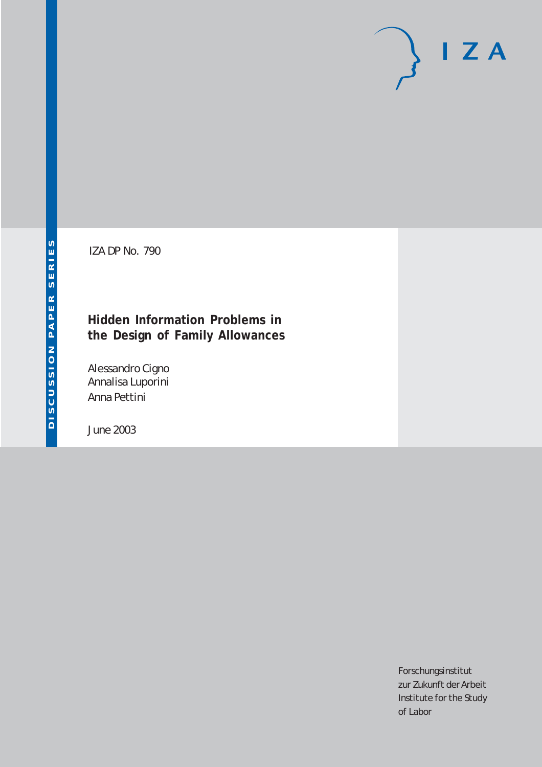DISCUSSION PAPER SERIES

IZA

IZA DP No. 790

# Hidden Information Problems in the Design of Family Allowances

Alessandro Cigno
Annalisa Luporini
Anna Pettini

June 2003

Forschungsinstitut
zur Zukunft der Arbeit
Institute for the Study
of Labor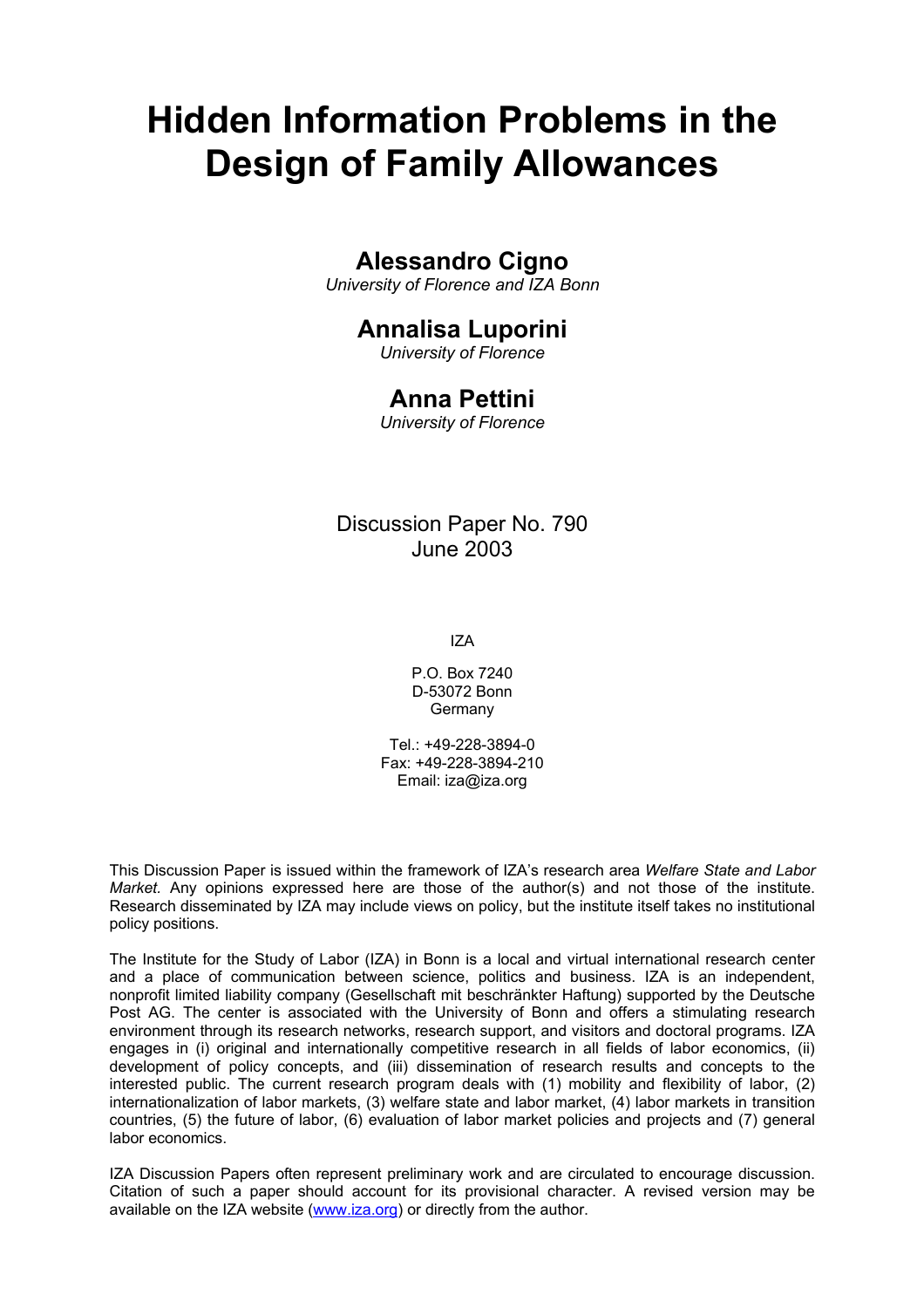# Hidden Information Problems in the Design of Family Allowances

## Alessandro Cigno

*University of Florence and IZA Bonn*

## Annalisa Luporini

*University of Florence*

## Anna Pettini

*University of Florence*

Discussion Paper No. 790
June 2003

IZA

P.O. Box 7240
D-53072 Bonn
Germany

Tel.: +49-228-3894-0
Fax: +49-228-3894-210
Email: iza@iza.org

This Discussion Paper is issued within the framework of IZA's research area *Welfare State and Labor Market.* Any opinions expressed here are those of the author(s) and not those of the institute. Research disseminated by IZA may include views on policy, but the institute itself takes no institutional policy positions.

The Institute for the Study of Labor (IZA) in Bonn is a local and virtual international research center and a place of communication between science, politics and business. IZA is an independent, nonprofit limited liability company (Gesellschaft mit beschränkter Haftung) supported by the Deutsche Post AG. The center is associated with the University of Bonn and offers a stimulating research environment through its research networks, research support, and visitors and doctoral programs. IZA engages in (i) original and internationally competitive research in all fields of labor economics, (ii) development of policy concepts, and (iii) dissemination of research results and concepts to the interested public. The current research program deals with (1) mobility and flexibility of labor, (2) internationalization of labor markets, (3) welfare state and labor market, (4) labor markets in transition countries, (5) the future of labor, (6) evaluation of labor market policies and projects and (7) general labor economics.

IZA Discussion Papers often represent preliminary work and are circulated to encourage discussion. Citation of such a paper should account for its provisional character. A revised version may be available on the IZA website (www.iza.org) or directly from the author.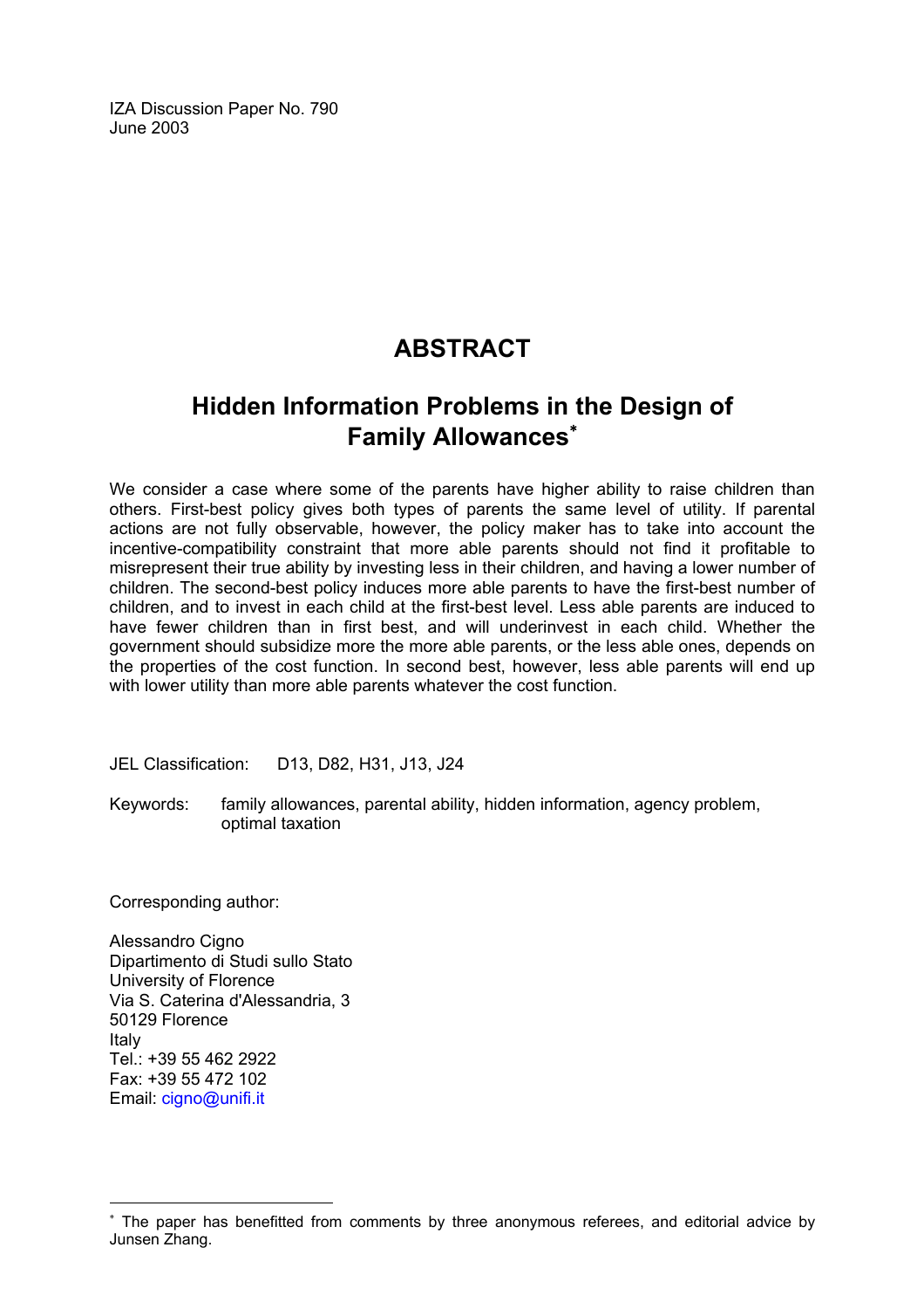IZA Discussion Paper No. 790
June 2003

# ABSTRACT

## Hidden Information Problems in the Design of Family Allowances[*]

We consider a case where some of the parents have higher ability to raise children than others. First-best policy gives both types of parents the same level of utility. If parental actions are not fully observable, however, the policy maker has to take into account the incentive-compatibility constraint that more able parents should not find it profitable to misrepresent their true ability by investing less in their children, and having a lower number of children. The second-best policy induces more able parents to have the first-best number of children, and to invest in each child at the first-best level. Less able parents are induced to have fewer children than in first best, and will underinvest in each child. Whether the government should subsidize more the more able parents, or the less able ones, depends on the properties of the cost function. In second best, however, less able parents will end up with lower utility than more able parents whatever the cost function.

JEL Classification: D13, D82, H31, J13, J24

Keywords: family allowances, parental ability, hidden information, agency problem, optimal taxation

Corresponding author:

Alessandro Cigno
Dipartimento di Studi sullo Stato
University of Florence
Via S. Caterina d'Alessandria, 3
50129 Florence
Italy
Tel.: +39 55 462 2922
Fax: +39 55 472 102
Email: cigno@unifi.it

[*] The paper has benefitted from comments by three anonymous referees, and editorial advice by Junsen Zhang.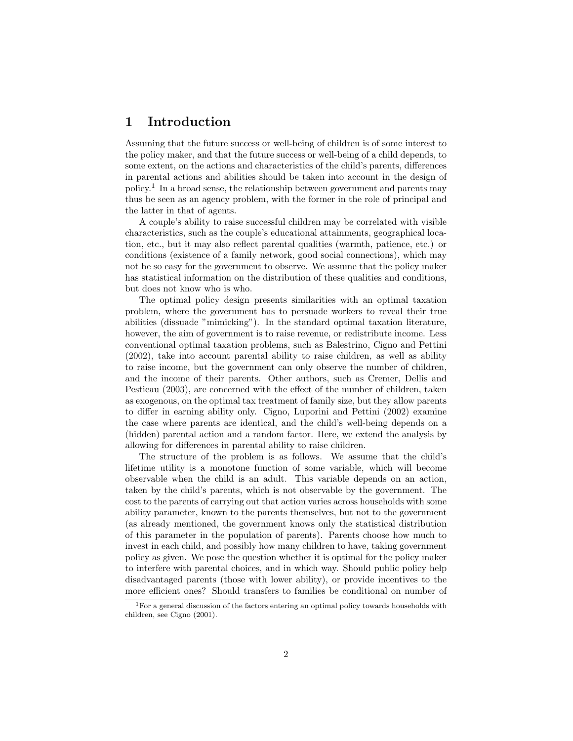# 1 Introduction

Assuming that the future success or well-being of children is of some interest to the policy maker, and that the future success or well-being of a child depends, to some extent, on the actions and characteristics of the child's parents, differences in parental actions and abilities should be taken into account in the design of policy.[1] In a broad sense, the relationship between government and parents may thus be seen as an agency problem, with the former in the role of principal and the latter in that of agents.

A couple's ability to raise successful children may be correlated with visible characteristics, such as the couple's educational attainments, geographical location, etc., but it may also reflect parental qualities (warmth, patience, etc.) or conditions (existence of a family network, good social connections), which may not be so easy for the government to observe. We assume that the policy maker has statistical information on the distribution of these qualities and conditions, but does not know who is who.

The optimal policy design presents similarities with an optimal taxation problem, where the government has to persuade workers to reveal their true abilities (dissuade "mimicking"). In the standard optimal taxation literature, however, the aim of government is to raise revenue, or redistribute income. Less conventional optimal taxation problems, such as Balestrino, Cigno and Pettini (2002), take into account parental ability to raise children, as well as ability to raise income, but the government can only observe the number of children, and the income of their parents. Other authors, such as Cremer, Dellis and Pestieau (2003), are concerned with the effect of the number of children, taken as exogenous, on the optimal tax treatment of family size, but they allow parents to differ in earning ability only. Cigno, Luporini and Pettini (2002) examine the case where parents are identical, and the child's well-being depends on a (hidden) parental action and a random factor. Here, we extend the analysis by allowing for differences in parental ability to raise children.

The structure of the problem is as follows. We assume that the child's lifetime utility is a monotone function of some variable, which will become observable when the child is an adult. This variable depends on an action, taken by the child's parents, which is not observable by the government. The cost to the parents of carrying out that action varies across households with some ability parameter, known to the parents themselves, but not to the government (as already mentioned, the government knows only the statistical distribution of this parameter in the population of parents). Parents choose how much to invest in each child, and possibly how many children to have, taking government policy as given. We pose the question whether it is optimal for the policy maker to interfere with parental choices, and in which way. Should public policy help disadvantaged parents (those with lower ability), or provide incentives to the more efficient ones? Should transfers to families be conditional on number of

[1] For a general discussion of the factors entering an optimal policy towards households with children, see Cigno (2001).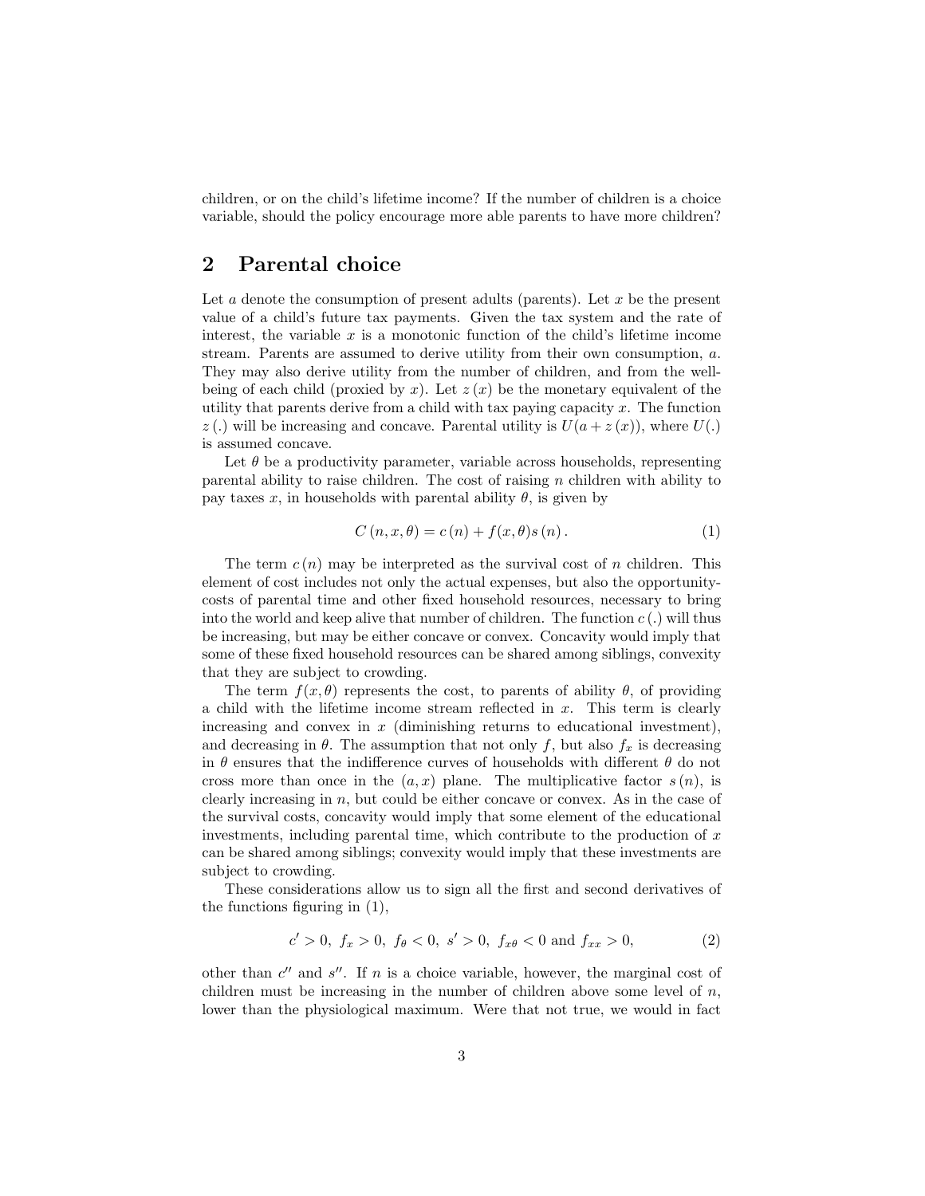children, or on the child's lifetime income? If the number of children is a choice variable, should the policy encourage more able parents to have more children?

## 2 Parental choice

Let $a$ denote the consumption of present adults (parents). Let $x$ be the present value of a child's future tax payments. Given the tax system and the rate of interest, the variable $x$ is a monotonic function of the child's lifetime income stream. Parents are assumed to derive utility from their own consumption, $a$. They may also derive utility from the number of children, and from the well-being of each child (proxied by $x$). Let $z(x)$ be the monetary equivalent of the utility that parents derive from a child with tax paying capacity $x$. The function $z(.)$ will be increasing and concave. Parental utility is $U(a + z(x))$, where $U(.)$ is assumed concave.

Let $\theta$ be a productivity parameter, variable across households, representing parental ability to raise children. The cost of raising $n$ children with ability to pay taxes $x$, in households with parental ability $\theta$, is given by

$$C(n, x, \theta) = c(n) + f(x, \theta)s(n). \tag{1}$$

The term $c(n)$ may be interpreted as the survival cost of $n$ children. This element of cost includes not only the actual expenses, but also the opportunity-costs of parental time and other fixed household resources, necessary to bring into the world and keep alive that number of children. The function $c(.)$ will thus be increasing, but may be either concave or convex. Concavity would imply that some of these fixed household resources can be shared among siblings, convexity that they are subject to crowding.

The term $f(x, \theta)$ represents the cost, to parents of ability $\theta$, of providing a child with the lifetime income stream reflected in $x$. This term is clearly increasing and convex in $x$ (diminishing returns to educational investment), and decreasing in $\theta$. The assumption that not only $f$, but also $f_x$ is decreasing in $\theta$ ensures that the indifference curves of households with different $\theta$ do not cross more than once in the $(a, x)$ plane. The multiplicative factor $s(n)$, is clearly increasing in $n$, but could be either concave or convex. As in the case of the survival costs, concavity would imply that some element of the educational investments, including parental time, which contribute to the production of $x$ can be shared among siblings; convexity would imply that these investments are subject to crowding.

These considerations allow us to sign all the first and second derivatives of the functions figuring in (1),

$$c' > 0,\ f_x > 0,\ f_\theta < 0,\ s' > 0,\ f_{x\theta} < 0 \text{ and } f_{xx} > 0, \tag{2}$$

other than $c''$ and $s''$. If $n$ is a choice variable, however, the marginal cost of children must be increasing in the number of children above some level of $n$, lower than the physiological maximum. Were that not true, we would in fact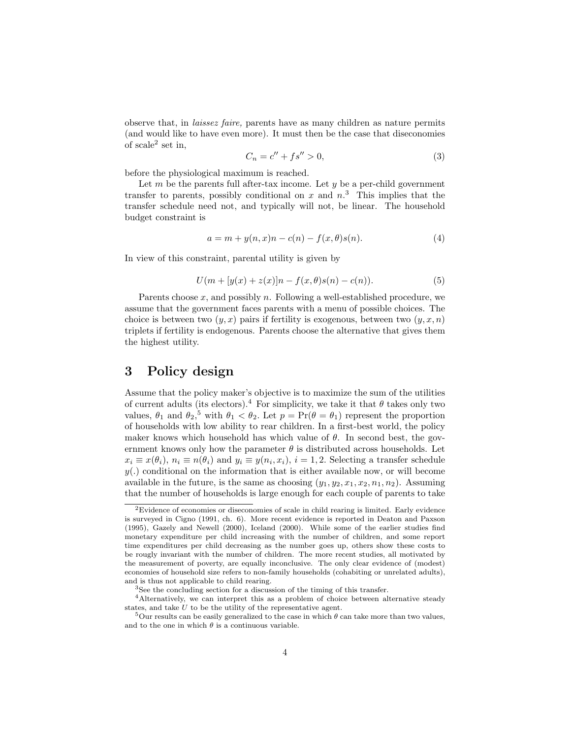observe that, in *laissez faire,* parents have as many children as nature permits (and would like to have even more). It must then be the case that diseconomies of scale[2] set in,

$$C_n = c'' + fs'' > 0, \tag{3}$$

before the physiological maximum is reached.

Let $m$ be the parents full after-tax income. Let $y$ be a per-child government transfer to parents, possibly conditional on $x$ and $n$.[3] This implies that the transfer schedule need not, and typically will not, be linear. The household budget constraint is

$$a = m + y(n, x)n - c(n) - f(x, \theta)s(n). \tag{4}$$

In view of this constraint, parental utility is given by

$$U(m + [y(x) + z(x)]n - f(x, \theta)s(n) - c(n)). \tag{5}$$

Parents choose $x$, and possibly $n$. Following a well-established procedure, we assume that the government faces parents with a menu of possible choices. The choice is between two $(y, x)$ pairs if fertility is exogenous, between two $(y, x, n)$ triplets if fertility is endogenous. Parents choose the alternative that gives them the highest utility.

# 3 Policy design

Assume that the policy maker's objective is to maximize the sum of the utilities of current adults (its electors).[4] For simplicity, we take it that $\theta$ takes only two values, $\theta_1$ and $\theta_2$,[5] with $\theta_1 < \theta_2$. Let $p = \Pr(\theta = \theta_1)$ represent the proportion of households with low ability to rear children. In a first-best world, the policy maker knows which household has which value of $\theta$. In second best, the government knows only how the parameter $\theta$ is distributed across households. Let $x_i \equiv x(\theta_i)$, $n_i \equiv n(\theta_i)$ and $y_i \equiv y(n_i, x_i)$, $i = 1, 2$. Selecting a transfer schedule $y(.)$ conditional on the information that is either available now, or will become available in the future, is the same as choosing $(y_1, y_2, x_1, x_2, n_1, n_2)$. Assuming that the number of households is large enough for each couple of parents to take

[2] Evidence of economies or diseconomies of scale in child rearing is limited. Early evidence is surveyed in Cigno (1991, ch. 6). More recent evidence is reported in Deaton and Paxson (1995), Gazely and Newell (2000), Iceland (2000). While some of the earlier studies find monetary expenditure per child increasing with the number of children, and some report time expenditures per child decreasing as the number goes up, others show these costs to be rougly invariant with the number of children. The more recent studies, all motivated by the measurement of poverty, are equally inconclusive. The only clear evidence of (modest) economies of household size refers to non-family households (cohabiting or unrelated adults), and is thus not applicable to child rearing.

[3] See the concluding section for a discussion of the timing of this transfer.

[4] Alternatively, we can interpret this as a problem of choice between alternative steady states, and take $U$ to be the utility of the representative agent.

[5] Our results can be easily generalized to the case in which $\theta$ can take more than two values, and to the one in which $\theta$ is a continuous variable.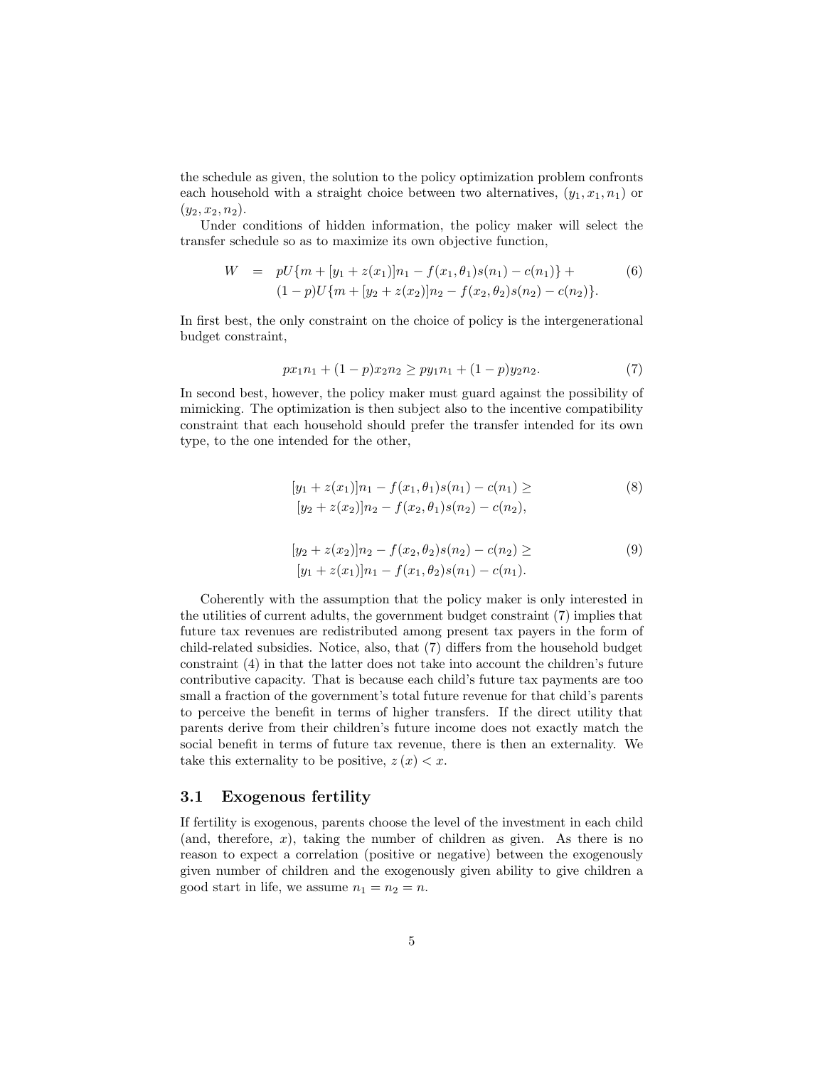the schedule as given, the solution to the policy optimization problem confronts each household with a straight choice between two alternatives, $(y_1, x_1, n_1)$ or $(y_2, x_2, n_2)$.

Under conditions of hidden information, the policy maker will select the transfer schedule so as to maximize its own objective function,

$$
\begin{aligned}
W \quad = \quad & pU\{m + [y_1 + z(x_1)]n_1 - f(x_1, \theta_1)s(n_1) - c(n_1)\} + \\
& (1-p)U\{m + [y_2 + z(x_2)]n_2 - f(x_2, \theta_2)s(n_2) - c(n_2)\}.
\end{aligned} \tag{6}
$$

In first best, the only constraint on the choice of policy is the intergenerational budget constraint,

$$
px_1n_1 + (1-p)x_2n_2 \geq py_1n_1 + (1-p)y_2n_2. \tag{7}
$$

In second best, however, the policy maker must guard against the possibility of mimicking. The optimization is then subject also to the incentive compatibility constraint that each household should prefer the transfer intended for its own type, to the one intended for the other,

$$
\begin{aligned}
& [y_1 + z(x_1)]n_1 - f(x_1, \theta_1)s(n_1) - c(n_1) \geq \\
& \quad [y_2 + z(x_2)]n_2 - f(x_2, \theta_1)s(n_2) - c(n_2),
\end{aligned} \tag{8}
$$

$$
\begin{aligned}
& [y_2 + z(x_2)]n_2 - f(x_2, \theta_2)s(n_2) - c(n_2) \geq \\
& \quad [y_1 + z(x_1)]n_1 - f(x_1, \theta_2)s(n_1) - c(n_1).
\end{aligned} \tag{9}
$$

Coherently with the assumption that the policy maker is only interested in the utilities of current adults, the government budget constraint (7) implies that future tax revenues are redistributed among present tax payers in the form of child-related subsidies. Notice, also, that (7) differs from the household budget constraint (4) in that the latter does not take into account the children's future contributive capacity. That is because each child's future tax payments are too small a fraction of the government's total future revenue for that child's parents to perceive the benefit in terms of higher transfers. If the direct utility that parents derive from their children's future income does not exactly match the social benefit in terms of future tax revenue, there is then an externality. We take this externality to be positive, $z(x) < x$.

## 3.1 Exogenous fertility

If fertility is exogenous, parents choose the level of the investment in each child (and, therefore, $x$), taking the number of children as given. As there is no reason to expect a correlation (positive or negative) between the exogenously given number of children and the exogenously given ability to give children a good start in life, we assume $n_1 = n_2 = n$.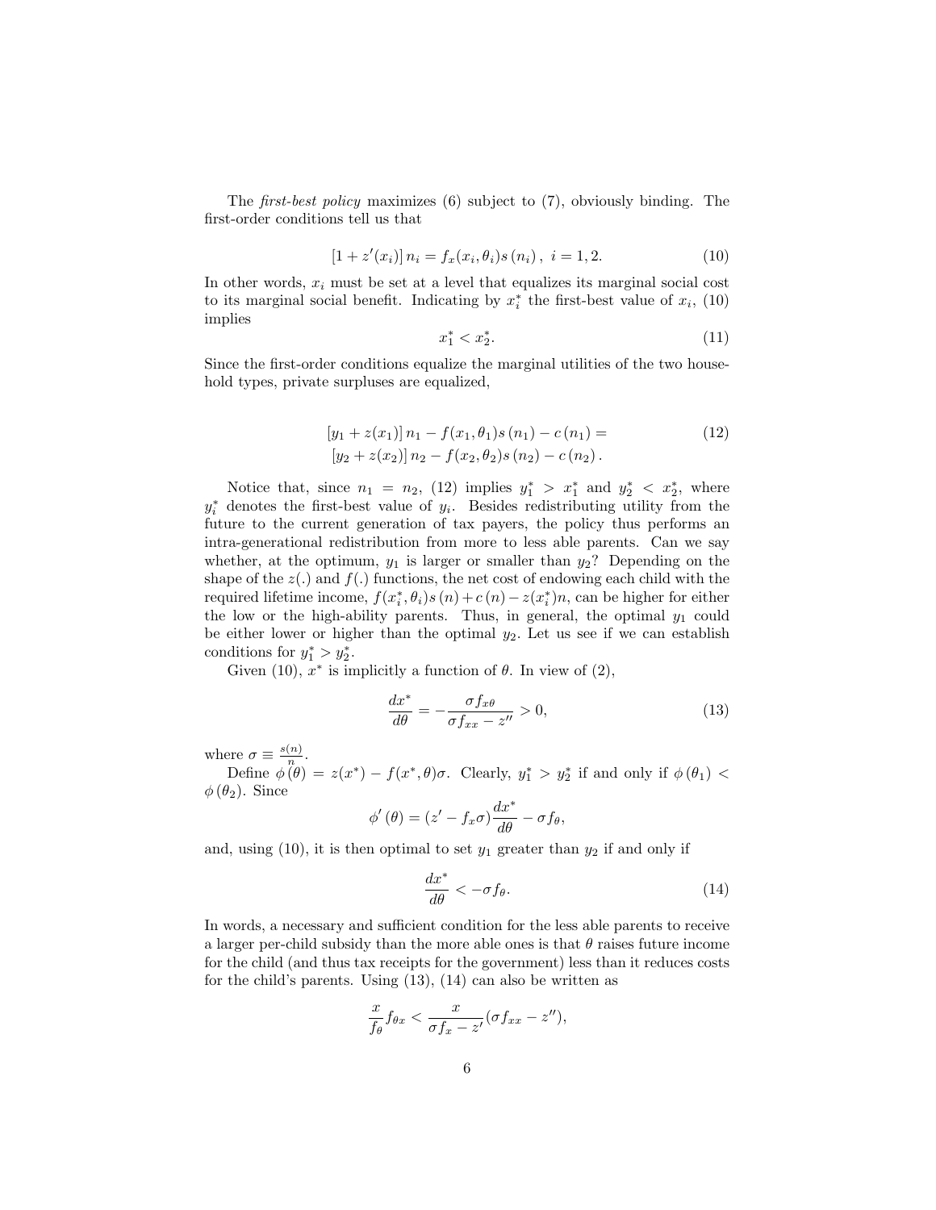The *first-best policy* maximizes (6) subject to (7), obviously binding. The first-order conditions tell us that

$$[1 + z'(x_i)]\, n_i = f_x(x_i, \theta_i) s(n_i)\,,\ i = 1, 2. \tag{10}$$

In other words, $x_i$ must be set at a level that equalizes its marginal social cost to its marginal social benefit. Indicating by $x_i^*$ the first-best value of $x_i$, (10) implies

$$x_1^* < x_2^*. \tag{11}$$

Since the first-order conditions equalize the marginal utilities of the two household types, private surpluses are equalized,

$$\begin{aligned}
&[y_1 + z(x_1)]\, n_1 - f(x_1, \theta_1) s(n_1) - c(n_1) = \\
&[y_2 + z(x_2)]\, n_2 - f(x_2, \theta_2) s(n_2) - c(n_2)\,.
\end{aligned} \tag{12}$$

Notice that, since $n_1 = n_2$, (12) implies $y_1^* > x_1^*$ and $y_2^* < x_2^*$, where $y_i^*$ denotes the first-best value of $y_i$. Besides redistributing utility from the future to the current generation of tax payers, the policy thus performs an intra-generational redistribution from more to less able parents. Can we say whether, at the optimum, $y_1$ is larger or smaller than $y_2$? Depending on the shape of the $z(.)$ and $f(.)$ functions, the net cost of endowing each child with the required lifetime income, $f(x_i^*, \theta_i) s(n) + c(n) - z(x_i^*) n$, can be higher for either the low or the high-ability parents. Thus, in general, the optimal $y_1$ could be either lower or higher than the optimal $y_2$. Let us see if we can establish conditions for $y_1^* > y_2^*$.

Given (10), $x^*$ is implicitly a function of $\theta$. In view of (2),

$$\frac{dx^*}{d\theta} = -\frac{\sigma f_{x\theta}}{\sigma f_{xx} - z''} > 0, \tag{13}$$

where $\sigma \equiv \frac{s(n)}{n}$.

Define $\phi(\theta) = z(x^*) - f(x^*, \theta)\sigma$. Clearly, $y_1^* > y_2^*$ if and only if $\phi(\theta_1) < \phi(\theta_2)$. Since

$$\phi'(\theta) = (z' - f_x \sigma)\frac{dx^*}{d\theta} - \sigma f_\theta,$$

and, using (10), it is then optimal to set $y_1$ greater than $y_2$ if and only if

$$\frac{dx^*}{d\theta} < -\sigma f_\theta. \tag{14}$$

In words, a necessary and sufficient condition for the less able parents to receive a larger per-child subsidy than the more able ones is that $\theta$ raises future income for the child (and thus tax receipts for the government) less than it reduces costs for the child's parents. Using (13), (14) can also be written as

$$\frac{x}{f_\theta} f_{\theta x} < \frac{x}{\sigma f_x - z'}(\sigma f_{xx} - z''),$$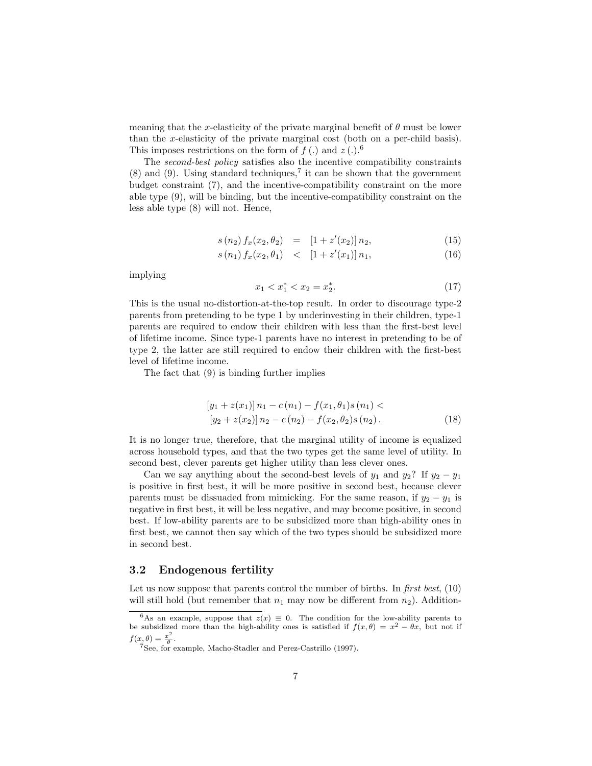meaning that the $x$-elasticity of the private marginal benefit of $\theta$ must be lower than the $x$-elasticity of the private marginal cost (both on a per-child basis). This imposes restrictions on the form of $f(.)$ and $z(.)$.[6]

The *second-best policy* satisfies also the incentive compatibility constraints (8) and (9). Using standard techniques,[7] it can be shown that the government budget constraint (7), and the incentive-compatibility constraint on the more able type (9), will be binding, but the incentive-compatibility constraint on the less able type (8) will not. Hence,

$$s(n_2) f_x(x_2, \theta_2) = [1 + z'(x_2)] n_2, \tag{15}$$

$$s(n_1) f_x(x_2, \theta_1) < [1 + z'(x_1)] n_1, \tag{16}$$

implying

$$x_1 < x_1^* < x_2 = x_2^*. \tag{17}$$

This is the usual no-distortion-at-the-top result. In order to discourage type-2 parents from pretending to be type 1 by underinvesting in their children, type-1 parents are required to endow their children with less than the first-best level of lifetime income. Since type-1 parents have no interest in pretending to be of type 2, the latter are still required to endow their children with the first-best level of lifetime income.

The fact that (9) is binding further implies

$$\begin{aligned} &[y_1 + z(x_1)] n_1 - c(n_1) - f(x_1, \theta_1) s(n_1) < \\ &[y_2 + z(x_2)] n_2 - c(n_2) - f(x_2, \theta_2) s(n_2). \end{aligned} \tag{18}$$

It is no longer true, therefore, that the marginal utility of income is equalized across household types, and that the two types get the same level of utility. In second best, clever parents get higher utility than less clever ones.

Can we say anything about the second-best levels of $y_1$ and $y_2$? If $y_2 - y_1$ is positive in first best, it will be more positive in second best, because clever parents must be dissuaded from mimicking. For the same reason, if $y_2 - y_1$ is negative in first best, it will be less negative, and may become positive, in second best. If low-ability parents are to be subsidized more than high-ability ones in first best, we cannot then say which of the two types should be subsidized more in second best.

## 3.2 Endogenous fertility

Let us now suppose that parents control the number of births. In *first best*, (10) will still hold (but remember that $n_1$ may now be different from $n_2$). Addition-

[6] As an example, suppose that $z(x) \equiv 0$. The condition for the low-ability parents to be subsidized more than the high-ability ones is satisfied if $f(x, \theta) = x^2 - \theta x$, but not if $f(x, \theta) = \frac{x^2}{\theta}$.

[7] See, for example, Macho-Stadler and Perez-Castrillo (1997).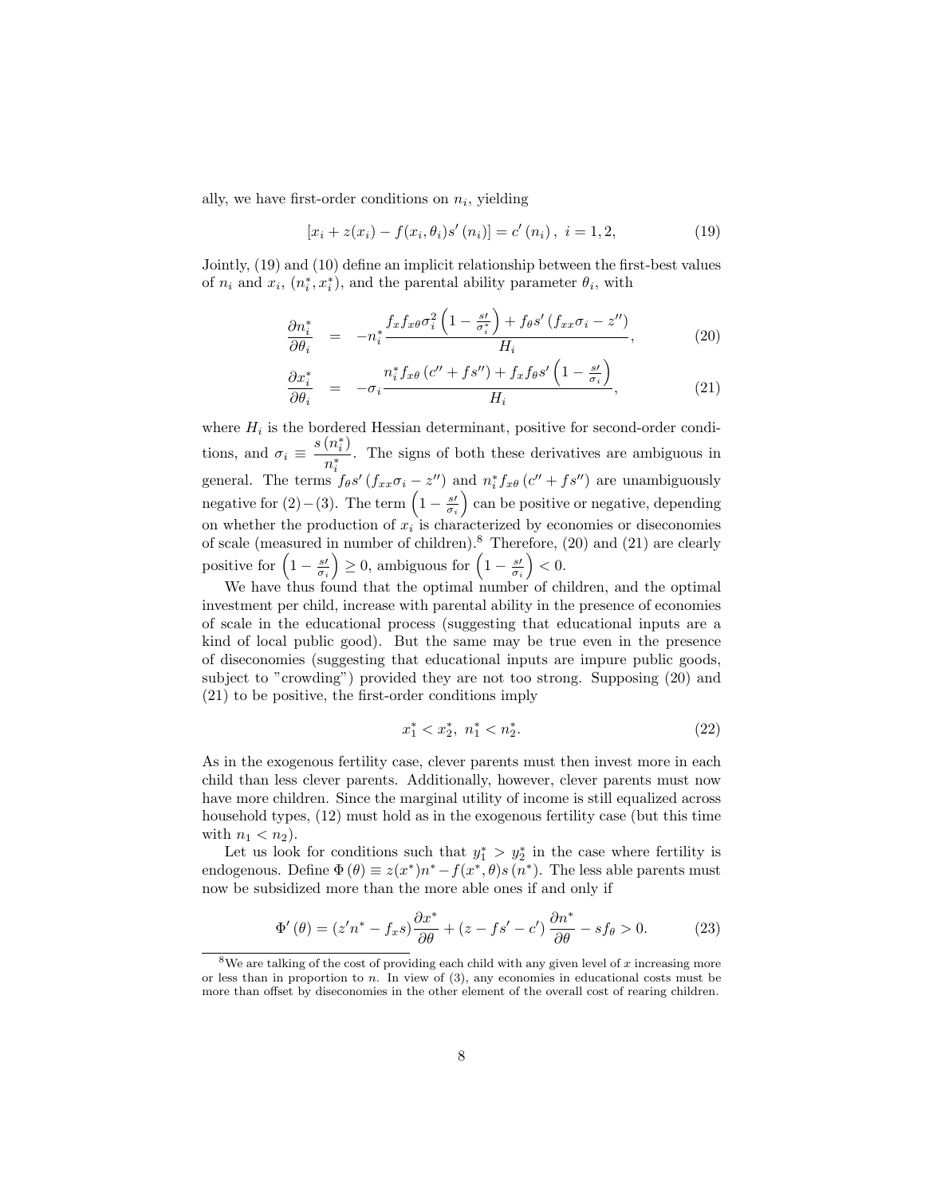ally, we have first-order conditions on $n_i$, yielding

$$[x_i + z(x_i) - f(x_i, \theta_i)s'(n_i)] = c'(n_i), \ i = 1, 2, \tag{19}$$

Jointly, (19) and (10) define an implicit relationship between the first-best values of $n_i$ and $x_i$, $(n_i^*, x_i^*)$, and the parental ability parameter $\theta_i$, with

$$\frac{\partial n_i^*}{\partial \theta_i} = -n_i^* \frac{f_x f_{x\theta} \sigma_i^2 \left(1 - \frac{s\prime}{\sigma_i^*}\right) + f_\theta s' \left(f_{xx}\sigma_i - z''\right)}{H_i}, \tag{20}$$

$$\frac{\partial x_i^*}{\partial \theta_i} = -\sigma_i \frac{n_i^* f_{x\theta}\left(c'' + f s''\right) + f_x f_\theta s' \left(1 - \frac{s\prime}{\sigma_i}\right)}{H_i}, \tag{21}$$

where $H_i$ is the bordered Hessian determinant, positive for second-order conditions, and $\sigma_i \equiv \dfrac{s(n_i^*)}{n_i^*}$. The signs of both these derivatives are ambiguous in general. The terms $f_\theta s'(f_{xx}\sigma_i - z'')$ and $n_i^* f_{x\theta}(c'' + fs'')$ are unambiguously negative for $(2)-(3)$. The term $\left(1 - \frac{s\prime}{\sigma_i}\right)$ can be positive or negative, depending on whether the production of $x_i$ is characterized by economies or diseconomies of scale (measured in number of children).[8] Therefore, (20) and (21) are clearly positive for $\left(1 - \frac{s\prime}{\sigma_i}\right) \geq 0$, ambiguous for $\left(1 - \frac{s\prime}{\sigma_i}\right) < 0$.

We have thus found that the optimal number of children, and the optimal investment per child, increase with parental ability in the presence of economies of scale in the educational process (suggesting that educational inputs are a kind of local public good). But the same may be true even in the presence of diseconomies (suggesting that educational inputs are impure public goods, subject to "crowding") provided they are not too strong. Supposing (20) and (21) to be positive, the first-order conditions imply

$$x_1^* < x_2^*, \ n_1^* < n_2^*. \tag{22}$$

As in the exogenous fertility case, clever parents must then invest more in each child than less clever parents. Additionally, however, clever parents must now have more children. Since the marginal utility of income is still equalized across household types, (12) must hold as in the exogenous fertility case (but this time with $n_1 < n_2$).

Let us look for conditions such that $y_1^* > y_2^*$ in the case where fertility is endogenous. Define $\Phi(\theta) \equiv z(x^*)n^* - f(x^*, \theta)s(n^*)$. The less able parents must now be subsidized more than the more able ones if and only if

$$\Phi'(\theta) = (z'n^* - f_x s)\frac{\partial x^*}{\partial \theta} + (z - fs' - c')\frac{\partial n^*}{\partial \theta} - sf_\theta > 0. \tag{23}$$

[8] We are talking of the cost of providing each child with any given level of $x$ increasing more or less than in proportion to $n$. In view of (3), any economies in educational costs must be more than offset by diseconomies in the other element of the overall cost of rearing children.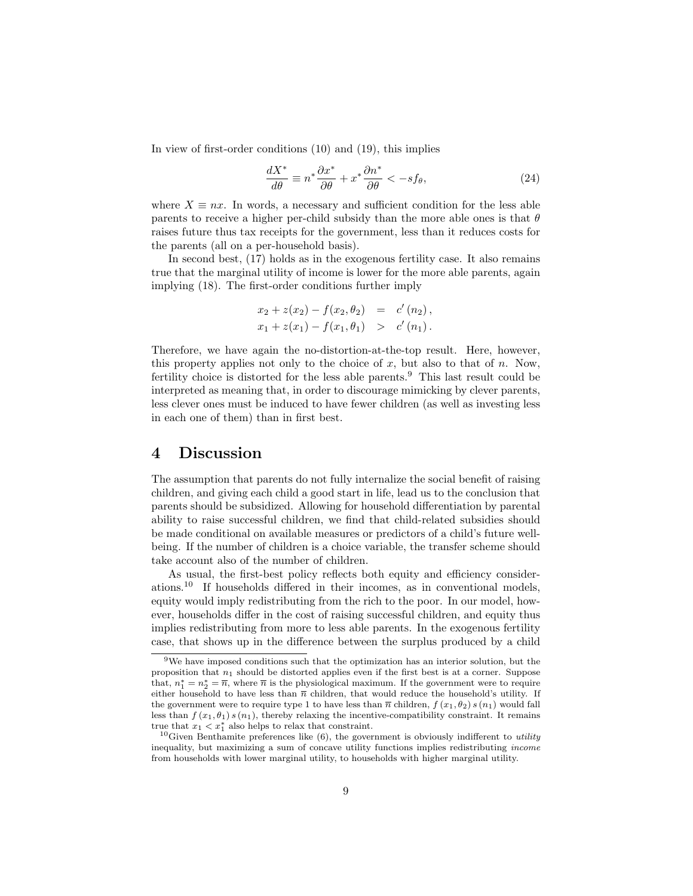In view of first-order conditions (10) and (19), this implies

$$\frac{dX^*}{d\theta} \equiv n^* \frac{\partial x^*}{\partial \theta} + x^* \frac{\partial n^*}{\partial \theta} < -s f_\theta, \tag{24}$$

where $X \equiv nx$. In words, a necessary and sufficient condition for the less able parents to receive a higher per-child subsidy than the more able ones is that $\theta$ raises future thus tax receipts for the government, less than it reduces costs for the parents (all on a per-household basis).

In second best, (17) holds as in the exogenous fertility case. It also remains true that the marginal utility of income is lower for the more able parents, again implying (18). The first-order conditions further imply

$$\begin{aligned} x_2 + z(x_2) - f(x_2, \theta_2) &= c'(n_2), \\ x_1 + z(x_1) - f(x_1, \theta_1) &> c'(n_1). \end{aligned}$$

Therefore, we have again the no-distortion-at-the-top result. Here, however, this property applies not only to the choice of $x$, but also to that of $n$. Now, fertility choice is distorted for the less able parents.[9] This last result could be interpreted as meaning that, in order to discourage mimicking by clever parents, less clever ones must be induced to have fewer children (as well as investing less in each one of them) than in first best.

# 4 Discussion

The assumption that parents do not fully internalize the social benefit of raising children, and giving each child a good start in life, lead us to the conclusion that parents should be subsidized. Allowing for household differentiation by parental ability to raise successful children, we find that child-related subsidies should be made conditional on available measures or predictors of a child's future well-being. If the number of children is a choice variable, the transfer scheme should take account also of the number of children.

As usual, the first-best policy reflects both equity and efficiency considerations.[10] If households differed in their incomes, as in conventional models, equity would imply redistributing from the rich to the poor. In our model, however, households differ in the cost of raising successful children, and equity thus implies redistributing from more to less able parents. In the exogenous fertility case, that shows up in the difference between the surplus produced by a child

---

[9] We have imposed conditions such that the optimization has an interior solution, but the proposition that $n_1$ should be distorted applies even if the first best is at a corner. Suppose that, $n_1^* = n_2^* = \overline{n}$, where $\overline{n}$ is the physiological maximum. If the government were to require either household to have less than $\overline{n}$ children, that would reduce the household's utility. If the government were to require type 1 to have less than $\overline{n}$ children, $f(x_1, \theta_2)\, s(n_1)$ would fall less than $f(x_1, \theta_1)\, s(n_1)$, thereby relaxing the incentive-compatibility constraint. It remains true that $x_1 < x_1^*$ also helps to relax that constraint.

[10] Given Benthamite preferences like (6), the government is obviously indifferent to *utility* inequality, but maximizing a sum of concave utility functions implies redistributing *income* from households with lower marginal utility, to households with higher marginal utility.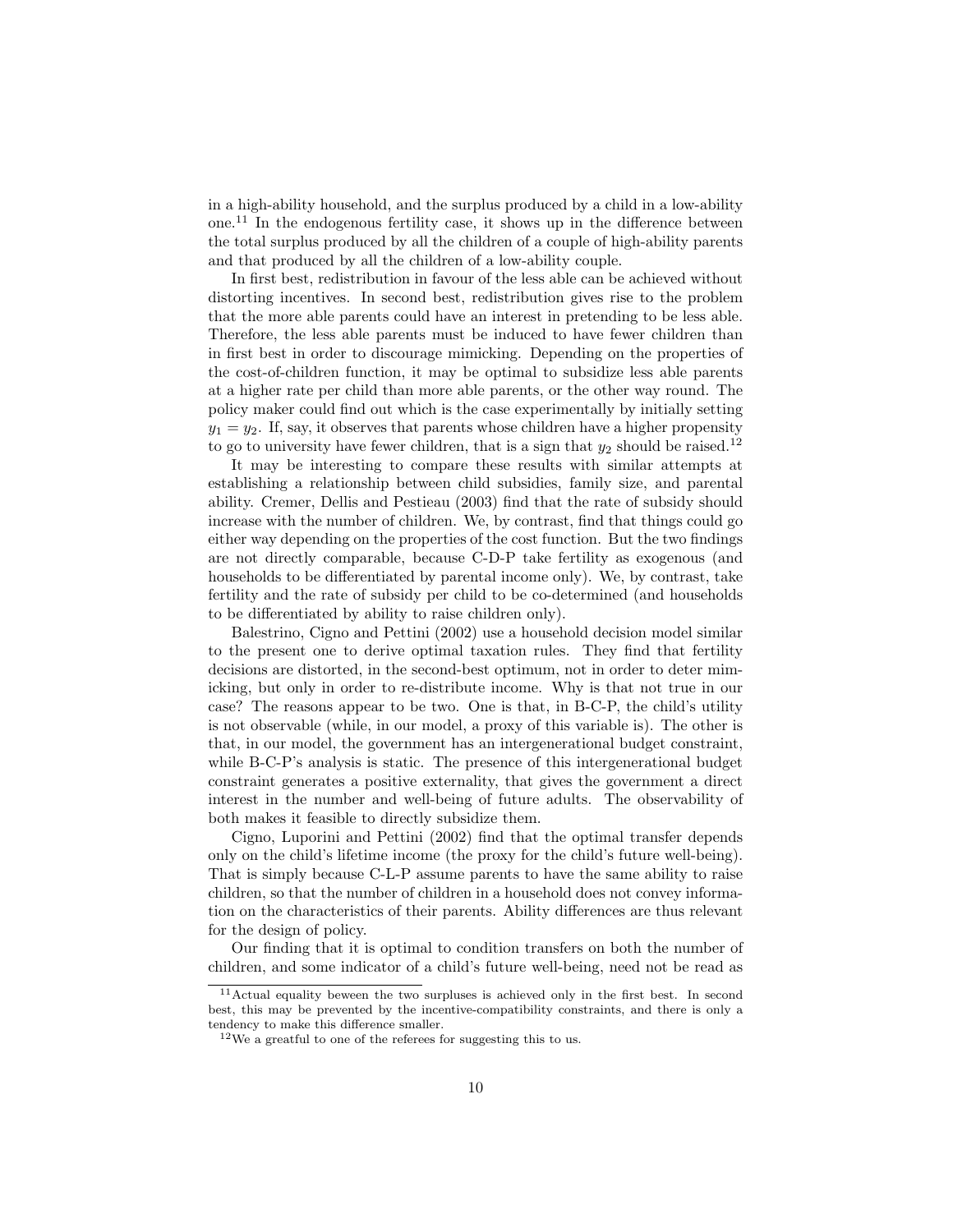in a high-ability household, and the surplus produced by a child in a low-ability one.[11] In the endogenous fertility case, it shows up in the difference between the total surplus produced by all the children of a couple of high-ability parents and that produced by all the children of a low-ability couple.

In first best, redistribution in favour of the less able can be achieved without distorting incentives. In second best, redistribution gives rise to the problem that the more able parents could have an interest in pretending to be less able. Therefore, the less able parents must be induced to have fewer children than in first best in order to discourage mimicking. Depending on the properties of the cost-of-children function, it may be optimal to subsidize less able parents at a higher rate per child than more able parents, or the other way round. The policy maker could find out which is the case experimentally by initially setting $y_1 = y_2$. If, say, it observes that parents whose children have a higher propensity to go to university have fewer children, that is a sign that $y_2$ should be raised.[12]

It may be interesting to compare these results with similar attempts at establishing a relationship between child subsidies, family size, and parental ability. Cremer, Dellis and Pestieau (2003) find that the rate of subsidy should increase with the number of children. We, by contrast, find that things could go either way depending on the properties of the cost function. But the two findings are not directly comparable, because C-D-P take fertility as exogenous (and households to be differentiated by parental income only). We, by contrast, take fertility and the rate of subsidy per child to be co-determined (and households to be differentiated by ability to raise children only).

Balestrino, Cigno and Pettini (2002) use a household decision model similar to the present one to derive optimal taxation rules. They find that fertility decisions are distorted, in the second-best optimum, not in order to deter mimicking, but only in order to re-distribute income. Why is that not true in our case? The reasons appear to be two. One is that, in B-C-P, the child's utility is not observable (while, in our model, a proxy of this variable is). The other is that, in our model, the government has an intergenerational budget constraint, while B-C-P's analysis is static. The presence of this intergenerational budget constraint generates a positive externality, that gives the government a direct interest in the number and well-being of future adults. The observability of both makes it feasible to directly subsidize them.

Cigno, Luporini and Pettini (2002) find that the optimal transfer depends only on the child's lifetime income (the proxy for the child's future well-being). That is simply because C-L-P assume parents to have the same ability to raise children, so that the number of children in a household does not convey information on the characteristics of their parents. Ability differences are thus relevant for the design of policy.

Our finding that it is optimal to condition transfers on both the number of children, and some indicator of a child's future well-being, need not be read as

[11] Actual equality beween the two surpluses is achieved only in the first best. In second best, this may be prevented by the incentive-compatibility constraints, and there is only a tendency to make this difference smaller.

[12] We a greatful to one of the referees for suggesting this to us.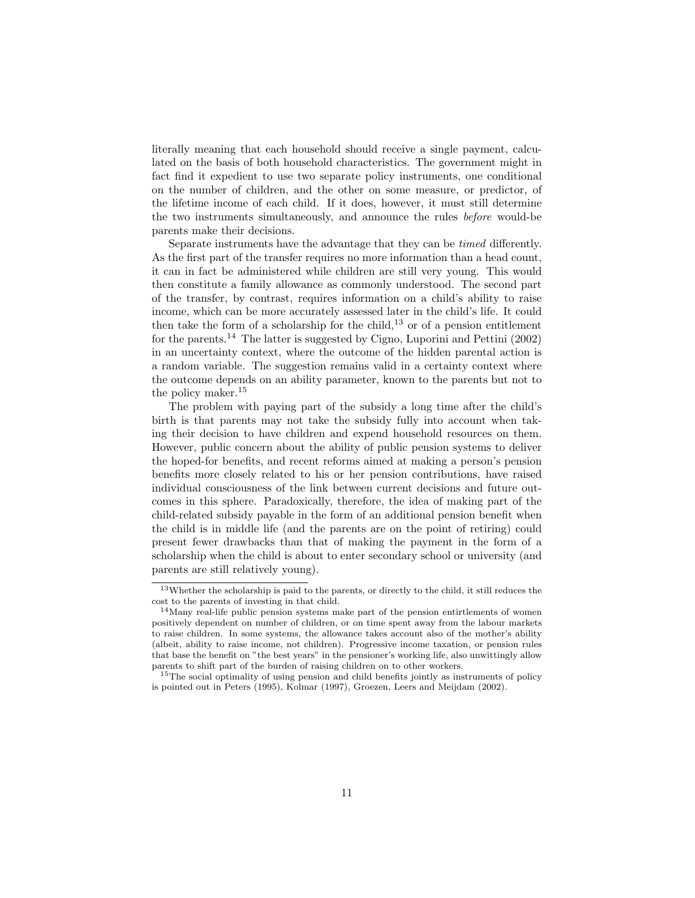literally meaning that each household should receive a single payment, calculated on the basis of both household characteristics. The government might in fact find it expedient to use two separate policy instruments, one conditional on the number of children, and the other on some measure, or predictor, of the lifetime income of each child. If it does, however, it must still determine the two instruments simultaneously, and announce the rules *before* would-be parents make their decisions.

Separate instruments have the advantage that they can be *timed* differently. As the first part of the transfer requires no more information than a head count, it can in fact be administered while children are still very young. This would then constitute a family allowance as commonly understood. The second part of the transfer, by contrast, requires information on a child's ability to raise income, which can be more accurately assessed later in the child's life. It could then take the form of a scholarship for the child,[13] or of a pension entitlement for the parents.[14] The latter is suggested by Cigno, Luporini and Pettini (2002) in an uncertainty context, where the outcome of the hidden parental action is a random variable. The suggestion remains valid in a certainty context where the outcome depends on an ability parameter, known to the parents but not to the policy maker.[15]

The problem with paying part of the subsidy a long time after the child's birth is that parents may not take the subsidy fully into account when taking their decision to have children and expend household resources on them. However, public concern about the ability of public pension systems to deliver the hoped-for benefits, and recent reforms aimed at making a person's pension benefits more closely related to his or her pension contributions, have raised individual consciousness of the link between current decisions and future outcomes in this sphere. Paradoxically, therefore, the idea of making part of the child-related subsidy payable in the form of an additional pension benefit when the child is in middle life (and the parents are on the point of retiring) could present fewer drawbacks than that of making the payment in the form of a scholarship when the child is about to enter secondary school or university (and parents are still relatively young).

[13]Whether the scholarship is paid to the parents, or directly to the child, it still reduces the cost to the parents of investing in that child.

[14]Many real-life public pension systems make part of the pension entirtlements of women positively dependent on number of children, or on time spent away from the labour markets to raise children. In some systems, the allowance takes account also of the mother's ability (albeit, ability to raise income, not children). Progressive income taxation, or pension rules that base the benefit on "the best years" in the pensioner's working life, also unwittingly allow parents to shift part of the burden of raising children on to other workers.

[15]The social optimality of using pension and child benefits jointly as instruments of policy is pointed out in Peters (1995), Kolmar (1997), Groezen, Leers and Meijdam (2002).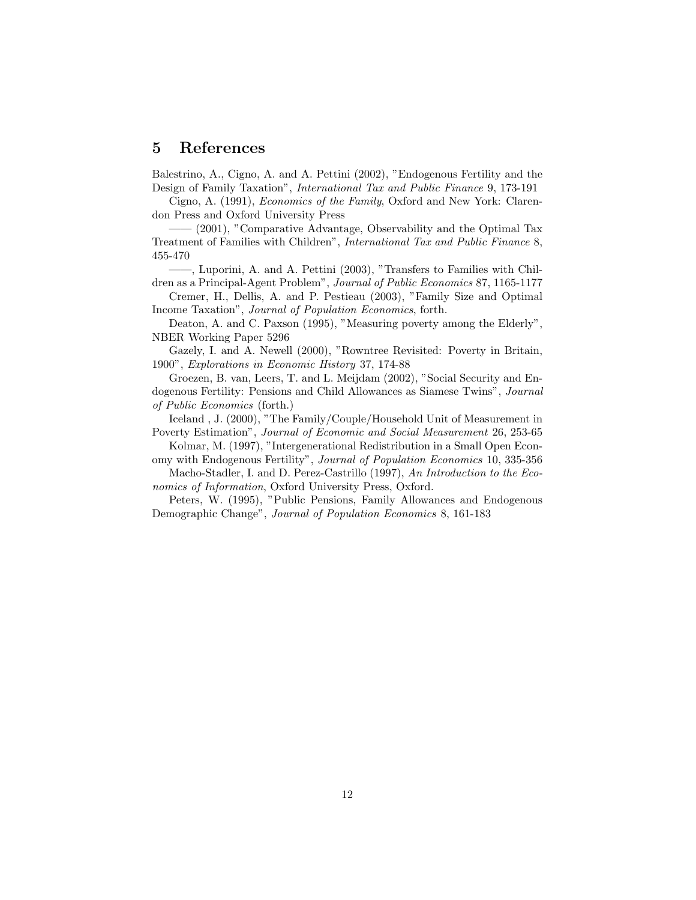## 5 References

Balestrino, A., Cigno, A. and A. Pettini (2002), "Endogenous Fertility and the Design of Family Taxation", *International Tax and Public Finance* 9, 173-191

Cigno, A. (1991), *Economics of the Family*, Oxford and New York: Clarendon Press and Oxford University Press

—— (2001), "Comparative Advantage, Observability and the Optimal Tax Treatment of Families with Children", *International Tax and Public Finance* 8, 455-470

——, Luporini, A. and A. Pettini (2003), "Transfers to Families with Children as a Principal-Agent Problem", *Journal of Public Economics* 87, 1165-1177

Cremer, H., Dellis, A. and P. Pestieau (2003), "Family Size and Optimal Income Taxation", *Journal of Population Economics*, forth.

Deaton, A. and C. Paxson (1995), "Measuring poverty among the Elderly", NBER Working Paper 5296

Gazely, I. and A. Newell (2000), "Rowntree Revisited: Poverty in Britain, 1900", *Explorations in Economic History* 37, 174-88

Groezen, B. van, Leers, T. and L. Meijdam (2002), "Social Security and Endogenous Fertility: Pensions and Child Allowances as Siamese Twins", *Journal of Public Economics* (forth.)

Iceland , J. (2000), "The Family/Couple/Household Unit of Measurement in Poverty Estimation", *Journal of Economic and Social Measurement* 26, 253-65

Kolmar, M. (1997), "Intergenerational Redistribution in a Small Open Economy with Endogenous Fertility", *Journal of Population Economics* 10, 335-356

Macho-Stadler, I. and D. Perez-Castrillo (1997), *An Introduction to the Economics of Information*, Oxford University Press, Oxford.

Peters, W. (1995), "Public Pensions, Family Allowances and Endogenous Demographic Change", *Journal of Population Economics* 8, 161-183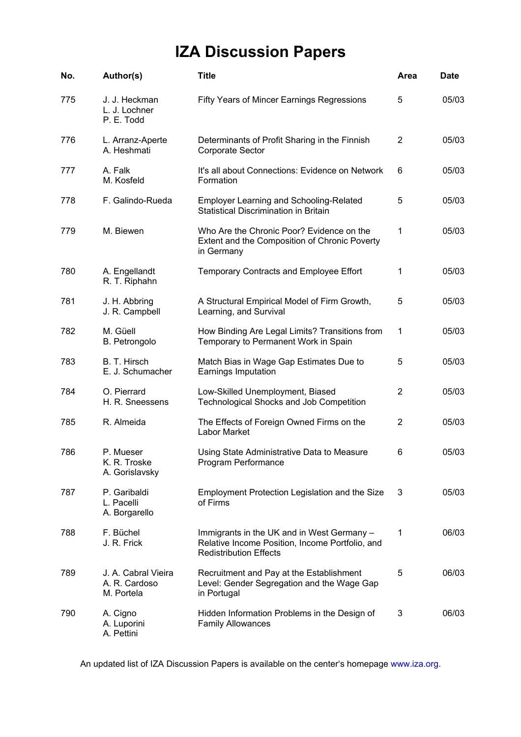# IZA Discussion Papers

| No. | Author(s) | Title | Area | Date |
|---|---|---|---|---|
| 775 | J. J. Heckman<br>L. J. Lochner<br>P. E. Todd | Fifty Years of Mincer Earnings Regressions | 5 | 05/03 |
| 776 | L. Arranz-Aperte<br>A. Heshmati | Determinants of Profit Sharing in the Finnish Corporate Sector | 2 | 05/03 |
| 777 | A. Falk<br>M. Kosfeld | It's all about Connections: Evidence on Network Formation | 6 | 05/03 |
| 778 | F. Galindo-Rueda | Employer Learning and Schooling-Related Statistical Discrimination in Britain | 5 | 05/03 |
| 779 | M. Biewen | Who Are the Chronic Poor? Evidence on the Extent and the Composition of Chronic Poverty in Germany | 1 | 05/03 |
| 780 | A. Engellandt<br>R. T. Riphahn | Temporary Contracts and Employee Effort | 1 | 05/03 |
| 781 | J. H. Abbring<br>J. R. Campbell | A Structural Empirical Model of Firm Growth, Learning, and Survival | 5 | 05/03 |
| 782 | M. Güell<br>B. Petrongolo | How Binding Are Legal Limits? Transitions from Temporary to Permanent Work in Spain | 1 | 05/03 |
| 783 | B. T. Hirsch<br>E. J. Schumacher | Match Bias in Wage Gap Estimates Due to Earnings Imputation | 5 | 05/03 |
| 784 | O. Pierrard<br>H. R. Sneessens | Low-Skilled Unemployment, Biased Technological Shocks and Job Competition | 2 | 05/03 |
| 785 | R. Almeida | The Effects of Foreign Owned Firms on the Labor Market | 2 | 05/03 |
| 786 | P. Mueser<br>K. R. Troske<br>A. Gorislavsky | Using State Administrative Data to Measure Program Performance | 6 | 05/03 |
| 787 | P. Garibaldi<br>L. Pacelli<br>A. Borgarello | Employment Protection Legislation and the Size of Firms | 3 | 05/03 |
| 788 | F. Büchel<br>J. R. Frick | Immigrants in the UK and in West Germany – Relative Income Position, Income Portfolio, and Redistribution Effects | 1 | 06/03 |
| 789 | J. A. Cabral Vieira<br>A. R. Cardoso<br>M. Portela | Recruitment and Pay at the Establishment Level: Gender Segregation and the Wage Gap in Portugal | 5 | 06/03 |
| 790 | A. Cigno<br>A. Luporini<br>A. Pettini | Hidden Information Problems in the Design of Family Allowances | 3 | 06/03 |

An updated list of IZA Discussion Papers is available on the center's homepage www.iza.org.